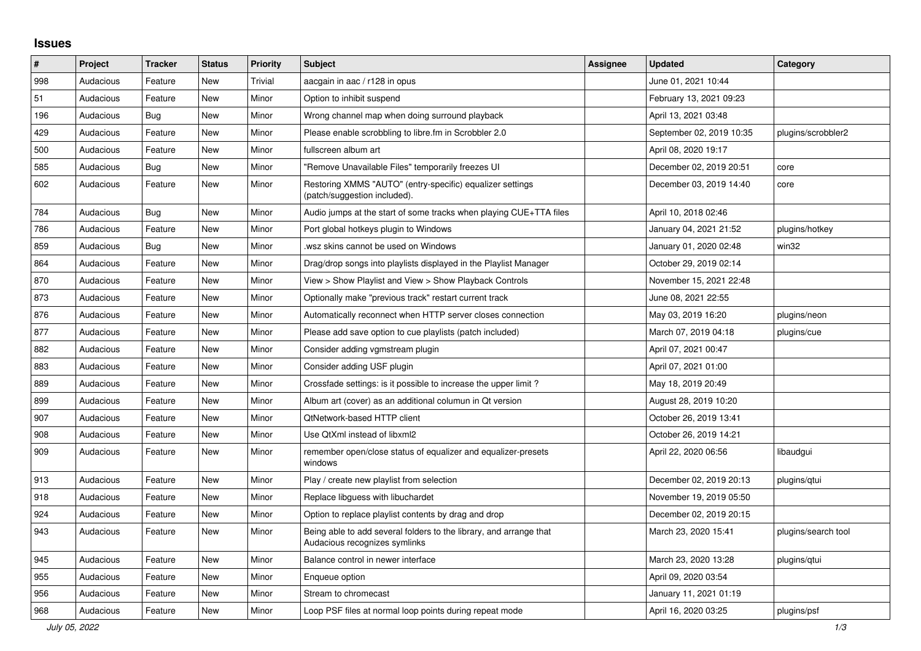## Issues

| # | Project | Tracker | Status | Priority | Subject | Assignee | Updated | Category |
|---|---|---|---|---|---|---|---|---|
| 998 | Audacious | Feature | New | Trivial | aacgain in aac / r128 in opus | | June 01, 2021 10:44 | |
| 51 | Audacious | Feature | New | Minor | Option to inhibit suspend | | February 13, 2021 09:23 | |
| 196 | Audacious | Bug | New | Minor | Wrong channel map when doing surround playback | | April 13, 2021 03:48 | |
| 429 | Audacious | Feature | New | Minor | Please enable scrobbling to libre.fm in Scrobbler 2.0 | | September 02, 2019 10:35 | plugins/scrobbler2 |
| 500 | Audacious | Feature | New | Minor | fullscreen album art | | April 08, 2020 19:17 | |
| 585 | Audacious | Bug | New | Minor | "Remove Unavailable Files" temporarily freezes UI | | December 02, 2019 20:51 | core |
| 602 | Audacious | Feature | New | Minor | Restoring XMMS "AUTO" (entry-specific) equalizer settings (patch/suggestion included). | | December 03, 2019 14:40 | core |
| 784 | Audacious | Bug | New | Minor | Audio jumps at the start of some tracks when playing CUE+TTA files | | April 10, 2018 02:46 | |
| 786 | Audacious | Feature | New | Minor | Port global hotkeys plugin to Windows | | January 04, 2021 21:52 | plugins/hotkey |
| 859 | Audacious | Bug | New | Minor | .wsz skins cannot be used on Windows | | January 01, 2020 02:48 | win32 |
| 864 | Audacious | Feature | New | Minor | Drag/drop songs into playlists displayed in the Playlist Manager | | October 29, 2019 02:14 | |
| 870 | Audacious | Feature | New | Minor | View > Show Playlist and View > Show Playback Controls | | November 15, 2021 22:48 | |
| 873 | Audacious | Feature | New | Minor | Optionally make "previous track" restart current track | | June 08, 2021 22:55 | |
| 876 | Audacious | Feature | New | Minor | Automatically reconnect when HTTP server closes connection | | May 03, 2019 16:20 | plugins/neon |
| 877 | Audacious | Feature | New | Minor | Please add save option to cue playlists (patch included) | | March 07, 2019 04:18 | plugins/cue |
| 882 | Audacious | Feature | New | Minor | Consider adding vgmstream plugin | | April 07, 2021 00:47 | |
| 883 | Audacious | Feature | New | Minor | Consider adding USF plugin | | April 07, 2021 01:00 | |
| 889 | Audacious | Feature | New | Minor | Crossfade settings: is it possible to increase the upper limit ? | | May 18, 2019 20:49 | |
| 899 | Audacious | Feature | New | Minor | Album art (cover) as an additional columun in Qt version | | August 28, 2019 10:20 | |
| 907 | Audacious | Feature | New | Minor | QtNetwork-based HTTP client | | October 26, 2019 13:41 | |
| 908 | Audacious | Feature | New | Minor | Use QtXml instead of libxml2 | | October 26, 2019 14:21 | |
| 909 | Audacious | Feature | New | Minor | remember open/close status of equalizer and equalizer-presets windows | | April 22, 2020 06:56 | libaudgui |
| 913 | Audacious | Feature | New | Minor | Play / create new playlist from selection | | December 02, 2019 20:13 | plugins/qtui |
| 918 | Audacious | Feature | New | Minor | Replace libguess with libuchardet | | November 19, 2019 05:50 | |
| 924 | Audacious | Feature | New | Minor | Option to replace playlist contents by drag and drop | | December 02, 2019 20:15 | |
| 943 | Audacious | Feature | New | Minor | Being able to add several folders to the library, and arrange that Audacious recognizes symlinks | | March 23, 2020 15:41 | plugins/search tool |
| 945 | Audacious | Feature | New | Minor | Balance control in newer interface | | March 23, 2020 13:28 | plugins/qtui |
| 955 | Audacious | Feature | New | Minor | Enqueue option | | April 09, 2020 03:54 | |
| 956 | Audacious | Feature | New | Minor | Stream to chromecast | | January 11, 2021 01:19 | |
| 968 | Audacious | Feature | New | Minor | Loop PSF files at normal loop points during repeat mode | | April 16, 2020 03:25 | plugins/psf |

*July 05, 2022*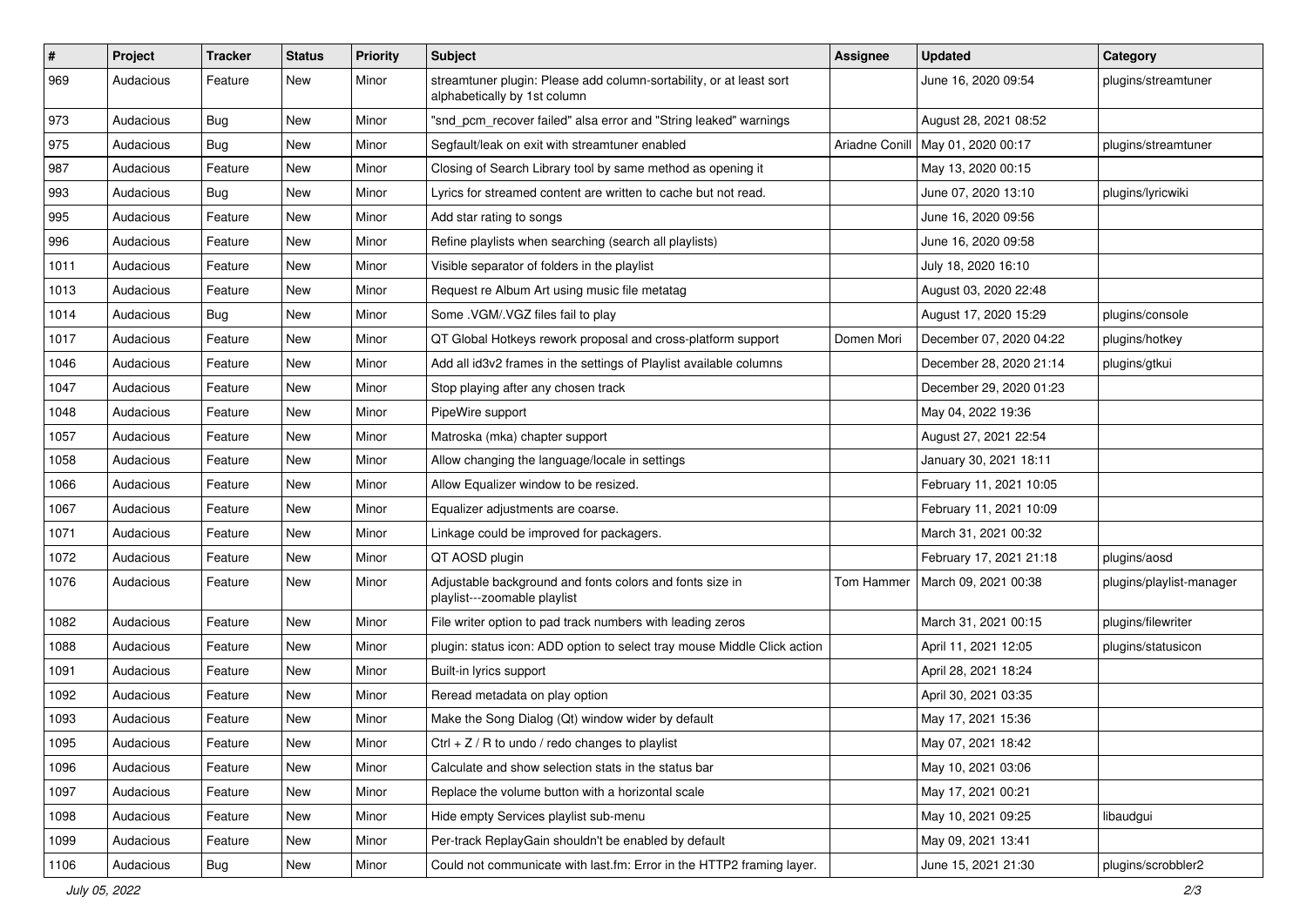| # | Project | Tracker | Status | Priority | Subject | Assignee | Updated | Category |
|---|---|---|---|---|---|---|---|---|
| 969 | Audacious | Feature | New | Minor | streamtuner plugin: Please add column-sortability, or at least sort alphabetically by 1st column | | June 16, 2020 09:54 | plugins/streamtuner |
| 973 | Audacious | Bug | New | Minor | "snd_pcm_recover failed" alsa error and "String leaked" warnings | | August 28, 2021 08:52 | |
| 975 | Audacious | Bug | New | Minor | Segfault/leak on exit with streamtuner enabled | Ariadne Conill | May 01, 2020 00:17 | plugins/streamtuner |
| 987 | Audacious | Feature | New | Minor | Closing of Search Library tool by same method as opening it | | May 13, 2020 00:15 | |
| 993 | Audacious | Bug | New | Minor | Lyrics for streamed content are written to cache but not read. | | June 07, 2020 13:10 | plugins/lyricwiki |
| 995 | Audacious | Feature | New | Minor | Add star rating to songs | | June 16, 2020 09:56 | |
| 996 | Audacious | Feature | New | Minor | Refine playlists when searching (search all playlists) | | June 16, 2020 09:58 | |
| 1011 | Audacious | Feature | New | Minor | Visible separator of folders in the playlist | | July 18, 2020 16:10 | |
| 1013 | Audacious | Feature | New | Minor | Request re Album Art using music file metatag | | August 03, 2020 22:48 | |
| 1014 | Audacious | Bug | New | Minor | Some .VGM/.VGZ files fail to play | | August 17, 2020 15:29 | plugins/console |
| 1017 | Audacious | Feature | New | Minor | QT Global Hotkeys rework proposal and cross-platform support | Domen Mori | December 07, 2020 04:22 | plugins/hotkey |
| 1046 | Audacious | Feature | New | Minor | Add all id3v2 frames in the settings of Playlist available columns | | December 28, 2020 21:14 | plugins/gtkui |
| 1047 | Audacious | Feature | New | Minor | Stop playing after any chosen track | | December 29, 2020 01:23 | |
| 1048 | Audacious | Feature | New | Minor | PipeWire support | | May 04, 2022 19:36 | |
| 1057 | Audacious | Feature | New | Minor | Matroska (mka) chapter support | | August 27, 2021 22:54 | |
| 1058 | Audacious | Feature | New | Minor | Allow changing the language/locale in settings | | January 30, 2021 18:11 | |
| 1066 | Audacious | Feature | New | Minor | Allow Equalizer window to be resized. | | February 11, 2021 10:05 | |
| 1067 | Audacious | Feature | New | Minor | Equalizer adjustments are coarse. | | February 11, 2021 10:09 | |
| 1071 | Audacious | Feature | New | Minor | Linkage could be improved for packagers. | | March 31, 2021 00:32 | |
| 1072 | Audacious | Feature | New | Minor | QT AOSD plugin | | February 17, 2021 21:18 | plugins/aosd |
| 1076 | Audacious | Feature | New | Minor | Adjustable background and fonts colors and fonts size in playlist---zoomable playlist | Tom Hammer | March 09, 2021 00:38 | plugins/playlist-manager |
| 1082 | Audacious | Feature | New | Minor | File writer option to pad track numbers with leading zeros | | March 31, 2021 00:15 | plugins/filewriter |
| 1088 | Audacious | Feature | New | Minor | plugin: status icon: ADD option to select tray mouse Middle Click action | | April 11, 2021 12:05 | plugins/statusicon |
| 1091 | Audacious | Feature | New | Minor | Built-in lyrics support | | April 28, 2021 18:24 | |
| 1092 | Audacious | Feature | New | Minor | Reread metadata on play option | | April 30, 2021 03:35 | |
| 1093 | Audacious | Feature | New | Minor | Make the Song Dialog (Qt) window wider by default | | May 17, 2021 15:36 | |
| 1095 | Audacious | Feature | New | Minor | Ctrl + Z / R to undo / redo changes to playlist | | May 07, 2021 18:42 | |
| 1096 | Audacious | Feature | New | Minor | Calculate and show selection stats in the status bar | | May 10, 2021 03:06 | |
| 1097 | Audacious | Feature | New | Minor | Replace the volume button with a horizontal scale | | May 17, 2021 00:21 | |
| 1098 | Audacious | Feature | New | Minor | Hide empty Services playlist sub-menu | | May 10, 2021 09:25 | libaudgui |
| 1099 | Audacious | Feature | New | Minor | Per-track ReplayGain shouldn't be enabled by default | | May 09, 2021 13:41 | |
| 1106 | Audacious | Bug | New | Minor | Could not communicate with last.fm: Error in the HTTP2 framing layer. | | June 15, 2021 21:30 | plugins/scrobbler2 |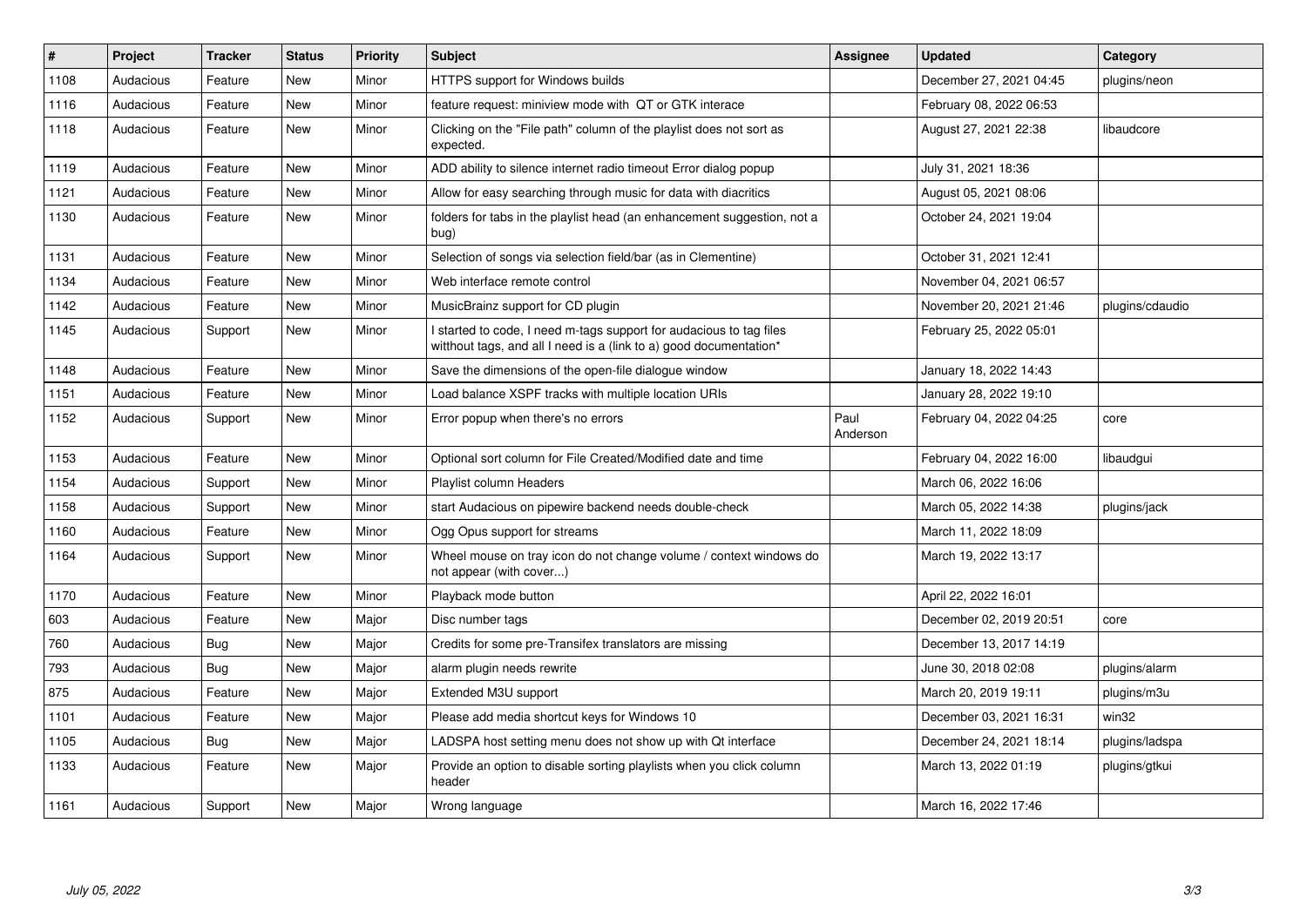| # | Project | Tracker | Status | Priority | Subject | Assignee | Updated | Category |
|---|---|---|---|---|---|---|---|---|
| 1108 | Audacious | Feature | New | Minor | HTTPS support for Windows builds | | December 27, 2021 04:45 | plugins/neon |
| 1116 | Audacious | Feature | New | Minor | feature request: miniview mode with QT or GTK interace | | February 08, 2022 06:53 | |
| 1118 | Audacious | Feature | New | Minor | Clicking on the "File path" column of the playlist does not sort as expected. | | August 27, 2021 22:38 | libaudcore |
| 1119 | Audacious | Feature | New | Minor | ADD ability to silence internet radio timeout Error dialog popup | | July 31, 2021 18:36 | |
| 1121 | Audacious | Feature | New | Minor | Allow for easy searching through music for data with diacritics | | August 05, 2021 08:06 | |
| 1130 | Audacious | Feature | New | Minor | folders for tabs in the playlist head (an enhancement suggestion, not a bug) | | October 24, 2021 19:04 | |
| 1131 | Audacious | Feature | New | Minor | Selection of songs via selection field/bar (as in Clementine) | | October 31, 2021 12:41 | |
| 1134 | Audacious | Feature | New | Minor | Web interface remote control | | November 04, 2021 06:57 | |
| 1142 | Audacious | Feature | New | Minor | MusicBrainz support for CD plugin | | November 20, 2021 21:46 | plugins/cdaudio |
| 1145 | Audacious | Support | New | Minor | I started to code, I need m-tags support for audacious to tag files witthout tags, and all I need is a (link to a) good documentation* | | February 25, 2022 05:01 | |
| 1148 | Audacious | Feature | New | Minor | Save the dimensions of the open-file dialogue window | | January 18, 2022 14:43 | |
| 1151 | Audacious | Feature | New | Minor | Load balance XSPF tracks with multiple location URIs | | January 28, 2022 19:10 | |
| 1152 | Audacious | Support | New | Minor | Error popup when there's no errors | Paul Anderson | February 04, 2022 04:25 | core |
| 1153 | Audacious | Feature | New | Minor | Optional sort column for File Created/Modified date and time | | February 04, 2022 16:00 | libaudgui |
| 1154 | Audacious | Support | New | Minor | Playlist column Headers | | March 06, 2022 16:06 | |
| 1158 | Audacious | Support | New | Minor | start Audacious on pipewire backend needs double-check | | March 05, 2022 14:38 | plugins/jack |
| 1160 | Audacious | Feature | New | Minor | Ogg Opus support for streams | | March 11, 2022 18:09 | |
| 1164 | Audacious | Support | New | Minor | Wheel mouse on tray icon do not change volume / context windows do not appear (with cover...) | | March 19, 2022 13:17 | |
| 1170 | Audacious | Feature | New | Minor | Playback mode button | | April 22, 2022 16:01 | |
| 603 | Audacious | Feature | New | Major | Disc number tags | | December 02, 2019 20:51 | core |
| 760 | Audacious | Bug | New | Major | Credits for some pre-Transifex translators are missing | | December 13, 2017 14:19 | |
| 793 | Audacious | Bug | New | Major | alarm plugin needs rewrite | | June 30, 2018 02:08 | plugins/alarm |
| 875 | Audacious | Feature | New | Major | Extended M3U support | | March 20, 2019 19:11 | plugins/m3u |
| 1101 | Audacious | Feature | New | Major | Please add media shortcut keys for Windows 10 | | December 03, 2021 16:31 | win32 |
| 1105 | Audacious | Bug | New | Major | LADSPA host setting menu does not show up with Qt interface | | December 24, 2021 18:14 | plugins/ladspa |
| 1133 | Audacious | Feature | New | Major | Provide an option to disable sorting playlists when you click column header | | March 13, 2022 01:19 | plugins/gtkui |
| 1161 | Audacious | Support | New | Major | Wrong language | | March 16, 2022 17:46 | |

*July 05, 2022*